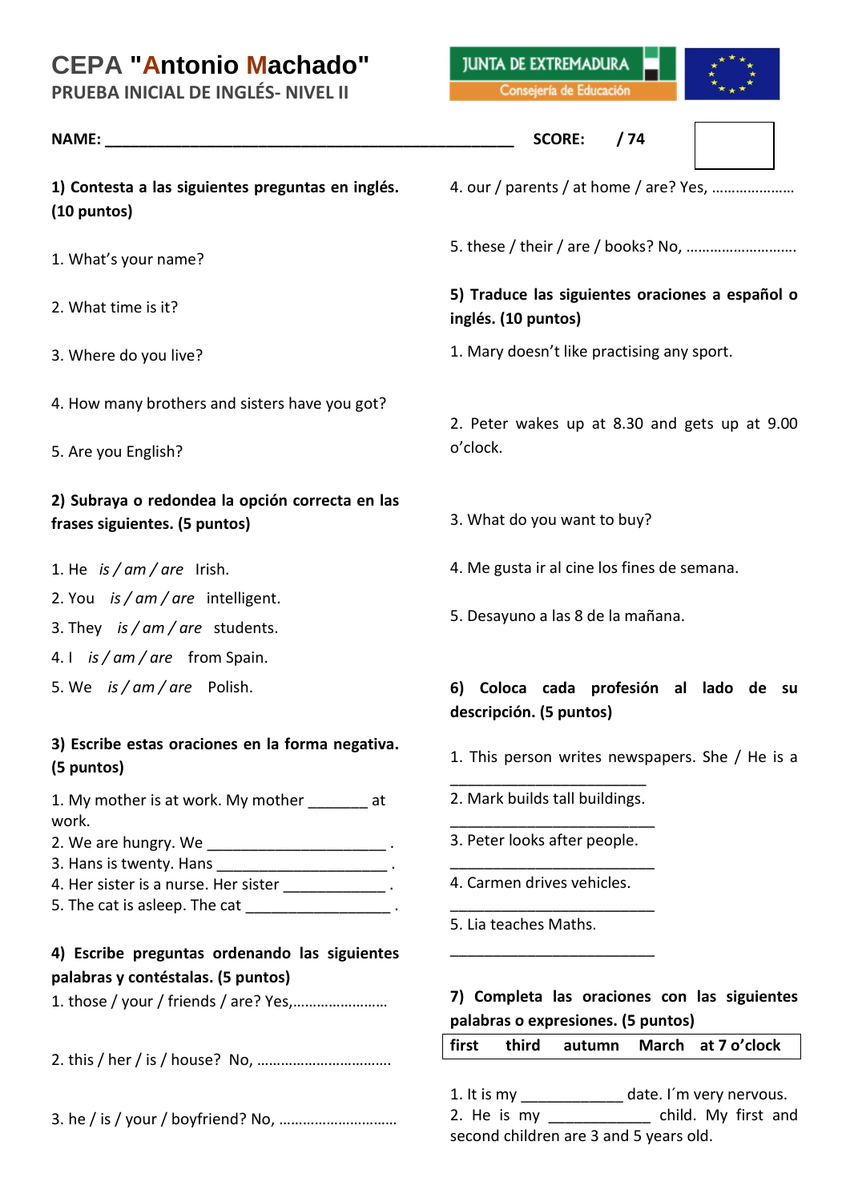# CEPA "Antonio Machado"

## PRUEBA INICIAL DE INGLÉS- NIVEL II

JUNTA DE EXTREMADURA
Consejería de Educación

**NAME: ___________________________________________________ SCORE: / 74**

**1) Contesta a las siguientes preguntas en inglés. (10 puntos)**

1. What's your name?

2. What time is it?

3. Where do you live?

4. How many brothers and sisters have you got?

5. Are you English?

**2) Subraya o redondea la opción correcta en las frases siguientes. (5 puntos)**

1. He *is / am / are* Irish.
2. You *is / am / are* intelligent.
3. They *is / am / are* students.
4. I *is / am / are* from Spain.
5. We *is / am / are* Polish.

**3) Escribe estas oraciones en la forma negativa. (5 puntos)**

1. My mother is at work. My mother _______ at work.
2. We are hungry. We _____________________ .
3. Hans is twenty. Hans ____________________ .
4. Her sister is a nurse. Her sister ____________ .
5. The cat is asleep. The cat _________________ .

**4) Escribe preguntas ordenando las siguientes palabras y contéstalas. (5 puntos)**

1. those / your / friends / are? Yes,……………………

2. this / her / is / house? No, …………………………….

3. he / is / your / boyfriend? No, ………………………..

4. our / parents / at home / are? Yes, …………………

5. these / their / are / books? No, ………………………

**5) Traduce las siguientes oraciones a español o inglés. (10 puntos)**

1. Mary doesn't like practising any sport.

2. Peter wakes up at 8.30 and gets up at 9.00 o'clock.

3. What do you want to buy?

4. Me gusta ir al cine los fines de semana.

5. Desayuno a las 8 de la mañana.

**6) Coloca cada profesión al lado de su descripción. (5 puntos)**

1. This person writes newspapers. She / He is a
_________________________

2. Mark builds tall buildings.
_________________________

3. Peter looks after people.
_________________________

4. Carmen drives vehicles.
_________________________

5. Lia teaches Maths.
_________________________

**7) Completa las oraciones con las siguientes palabras o expresiones. (5 puntos)**

| first | third | autumn | March | at 7 o'clock |
|---|---|---|---|---|

1. It is my ____________ date. I´m very nervous.
2. He is my ____________ child. My first and second children are 3 and 5 years old.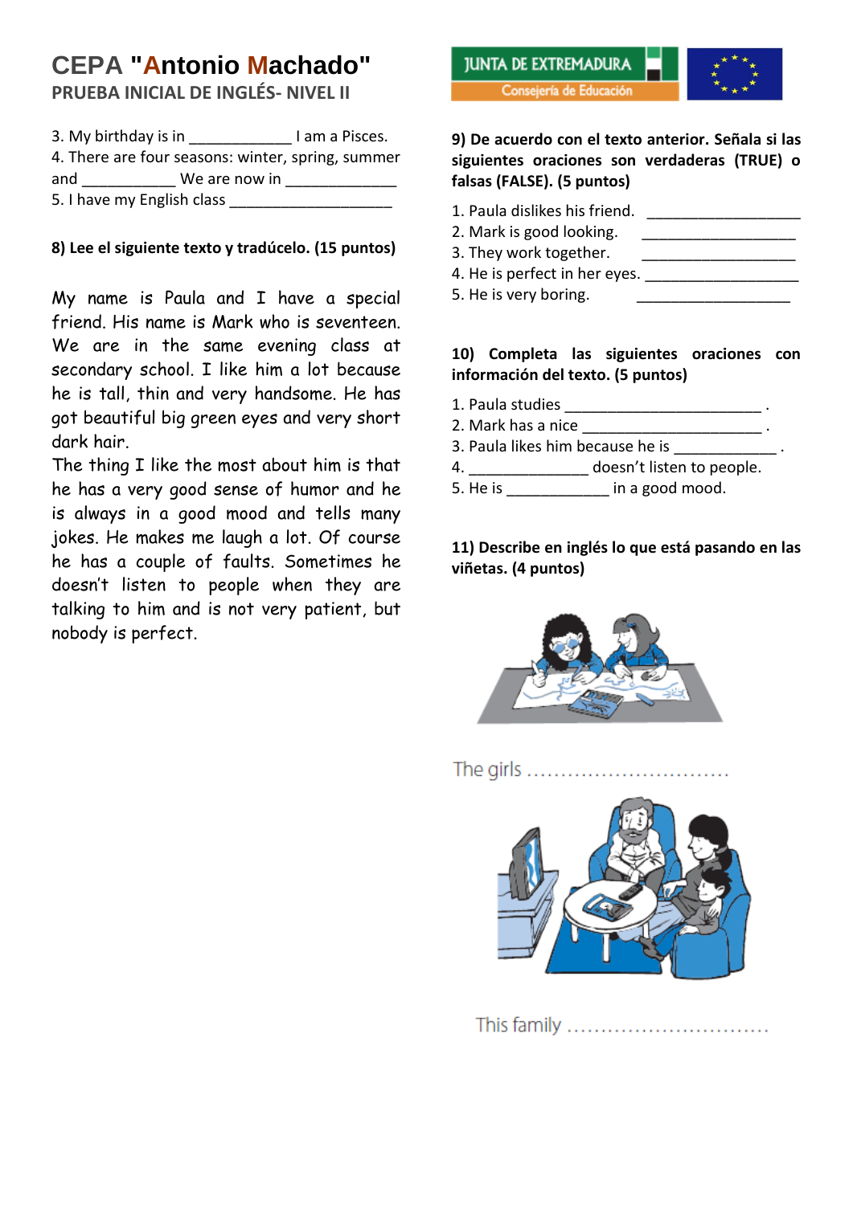# CEPA "Antonio Machado"

## PRUEBA INICIAL DE INGLÉS- NIVEL II

JUNTA DE EXTREMADURA
Consejería de Educación

3. My birthday is in ____________ I am a Pisces.
4. There are four seasons: winter, spring, summer and ___________ We are now in _____________
5. I have my English class ___________________

**8) Lee el siguiente texto y tradúcelo. (15 puntos)**

My name is Paula and I have a special friend. His name is Mark who is seventeen. We are in the same evening class at secondary school. I like him a lot because he is tall, thin and very handsome. He has got beautiful big green eyes and very short dark hair.

The thing I like the most about him is that he has a very good sense of humor and he is always in a good mood and tells many jokes. He makes me laugh a lot. Of course he has a couple of faults. Sometimes he doesn't listen to people when they are talking to him and is not very patient, but nobody is perfect.

**9) De acuerdo con el texto anterior. Señala si las siguientes oraciones son verdaderas (TRUE) o falsas (FALSE). (5 puntos)**

1. Paula dislikes his friend. __________________
2. Mark is good looking. __________________
3. They work together. __________________
4. He is perfect in her eyes. __________________
5. He is very boring. __________________

**10) Completa las siguientes oraciones con información del texto. (5 puntos)**

1. Paula studies ______________________ .
2. Mark has a nice ______________________ .
3. Paula likes him because he is ____________ .
4. ______________ doesn't listen to people.
5. He is ____________ in a good mood.

**11) Describe en inglés lo que está pasando en las viñetas. (4 puntos)**

The girls ..............................

This family ..............................